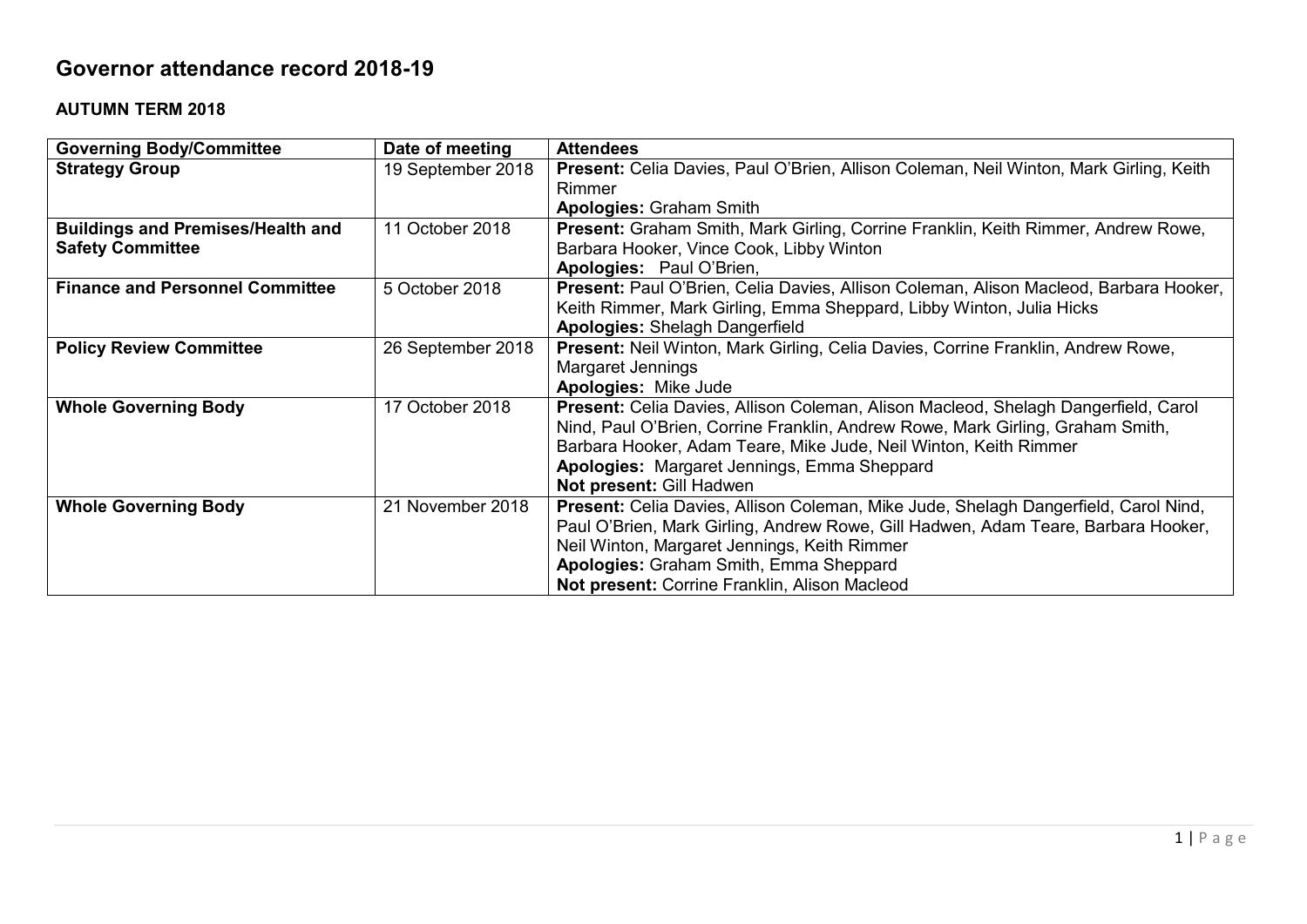# Governor attendance record 2018-19

## AUTUMN TERM 2018

| Governing Body/Committee | Date of meeting | Attendees |
|---|---|---|
| **Strategy Group** | 19 September 2018 | **Present:** Celia Davies, Paul O'Brien, Allison Coleman, Neil Winton, Mark Girling, Keith Rimmer<br>**Apologies:** Graham Smith |
| **Buildings and Premises/Health and Safety Committee** | 11 October 2018 | **Present:** Graham Smith, Mark Girling, Corrine Franklin, Keith Rimmer, Andrew Rowe, Barbara Hooker, Vince Cook, Libby Winton<br>**Apologies:** Paul O'Brien, |
| **Finance and Personnel Committee** | 5 October 2018 | **Present:** Paul O'Brien, Celia Davies, Allison Coleman, Alison Macleod, Barbara Hooker, Keith Rimmer, Mark Girling, Emma Sheppard, Libby Winton, Julia Hicks<br>**Apologies:** Shelagh Dangerfield |
| **Policy Review Committee** | 26 September 2018 | **Present:** Neil Winton, Mark Girling, Celia Davies, Corrine Franklin, Andrew Rowe, Margaret Jennings<br>**Apologies:** Mike Jude |
| **Whole Governing Body** | 17 October 2018 | **Present:** Celia Davies, Allison Coleman, Alison Macleod, Shelagh Dangerfield, Carol Nind, Paul O'Brien, Corrine Franklin, Andrew Rowe, Mark Girling, Graham Smith, Barbara Hooker, Adam Teare, Mike Jude, Neil Winton, Keith Rimmer<br>**Apologies:** Margaret Jennings, Emma Sheppard<br>**Not present:** Gill Hadwen |
| **Whole Governing Body** | 21 November 2018 | **Present:** Celia Davies, Allison Coleman, Mike Jude, Shelagh Dangerfield, Carol Nind, Paul O'Brien, Mark Girling, Andrew Rowe, Gill Hadwen, Adam Teare, Barbara Hooker, Neil Winton, Margaret Jennings, Keith Rimmer<br>**Apologies:** Graham Smith, Emma Sheppard<br>**Not present:** Corrine Franklin, Alison Macleod |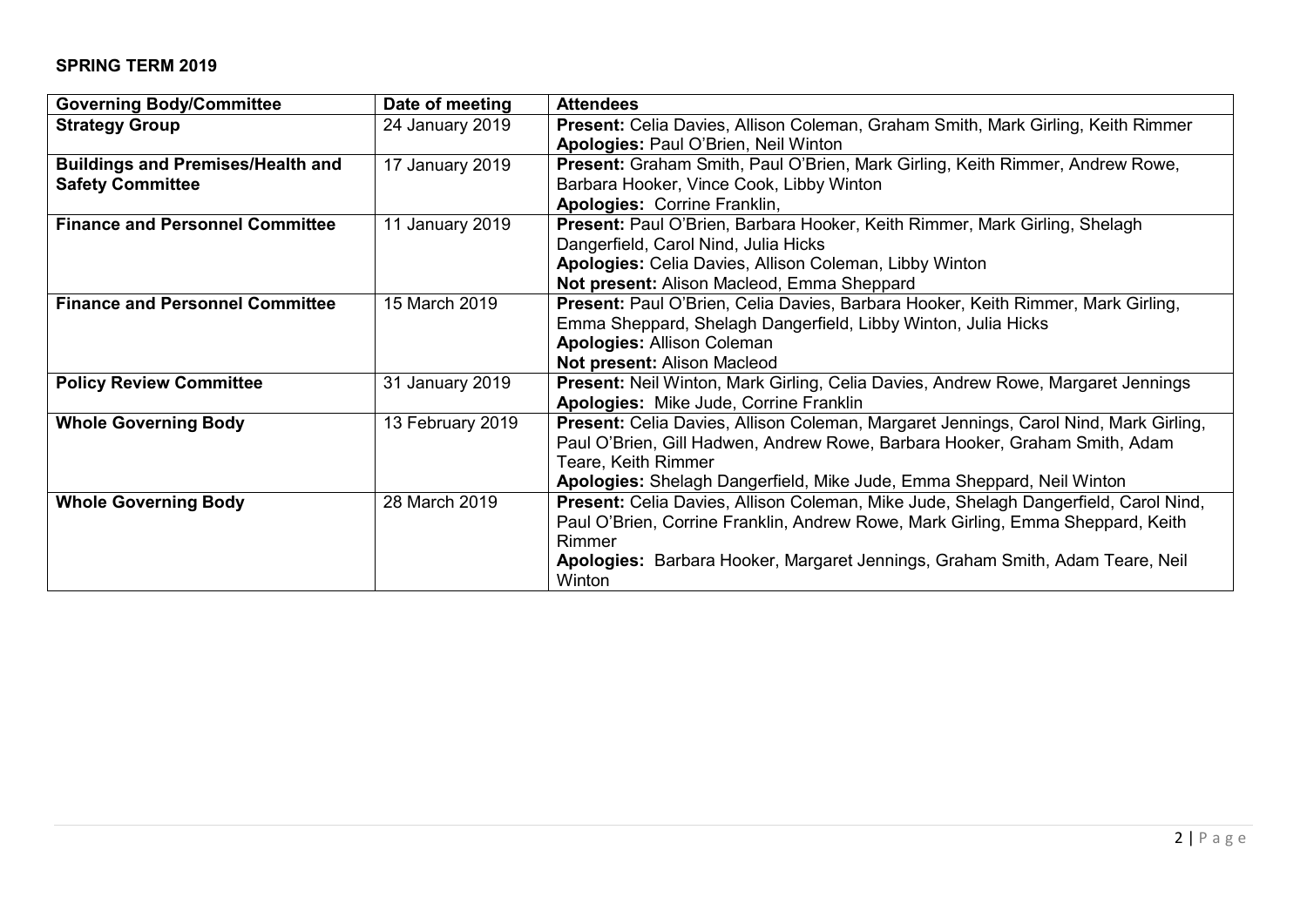**SPRING TERM 2019**

| Governing Body/Committee | Date of meeting | Attendees |
|---|---|---|
| **Strategy Group** | 24 January 2019 | **Present:** Celia Davies, Allison Coleman, Graham Smith, Mark Girling, Keith Rimmer<br>**Apologies:** Paul O'Brien, Neil Winton |
| **Buildings and Premises/Health and Safety Committee** | 17 January 2019 | **Present:** Graham Smith, Paul O'Brien, Mark Girling, Keith Rimmer, Andrew Rowe, Barbara Hooker, Vince Cook, Libby Winton<br>**Apologies:** Corrine Franklin, |
| **Finance and Personnel Committee** | 11 January 2019 | **Present:** Paul O'Brien, Barbara Hooker, Keith Rimmer, Mark Girling, Shelagh Dangerfield, Carol Nind, Julia Hicks<br>**Apologies:** Celia Davies, Allison Coleman, Libby Winton<br>**Not present:** Alison Macleod, Emma Sheppard |
| **Finance and Personnel Committee** | 15 March 2019 | **Present:** Paul O'Brien, Celia Davies, Barbara Hooker, Keith Rimmer, Mark Girling, Emma Sheppard, Shelagh Dangerfield, Libby Winton, Julia Hicks<br>**Apologies:** Allison Coleman<br>**Not present:** Alison Macleod |
| **Policy Review Committee** | 31 January 2019 | **Present:** Neil Winton, Mark Girling, Celia Davies, Andrew Rowe, Margaret Jennings<br>**Apologies:** Mike Jude, Corrine Franklin |
| **Whole Governing Body** | 13 February 2019 | **Present:** Celia Davies, Allison Coleman, Margaret Jennings, Carol Nind, Mark Girling, Paul O'Brien, Gill Hadwen, Andrew Rowe, Barbara Hooker, Graham Smith, Adam Teare, Keith Rimmer<br>**Apologies:** Shelagh Dangerfield, Mike Jude, Emma Sheppard, Neil Winton |
| **Whole Governing Body** | 28 March 2019 | **Present:** Celia Davies, Allison Coleman, Mike Jude, Shelagh Dangerfield, Carol Nind, Paul O'Brien, Corrine Franklin, Andrew Rowe, Mark Girling, Emma Sheppard, Keith Rimmer<br>**Apologies:** Barbara Hooker, Margaret Jennings, Graham Smith, Adam Teare, Neil Winton |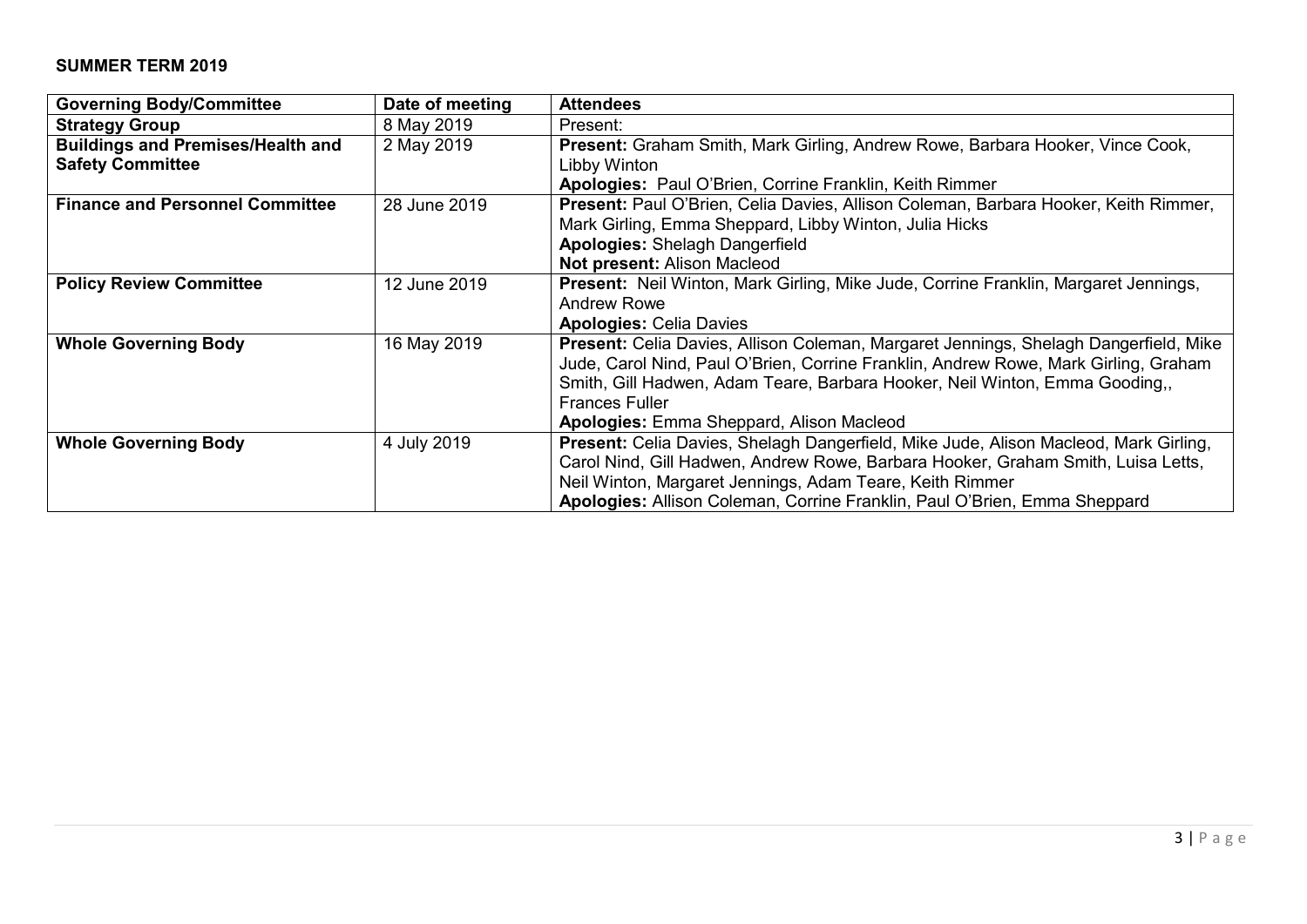**SUMMER TERM 2019**

| Governing Body/Committee | Date of meeting | Attendees |
|---|---|---|
| **Strategy Group** | 8 May 2019 | Present: |
| **Buildings and Premises/Health and Safety Committee** | 2 May 2019 | **Present:** Graham Smith, Mark Girling, Andrew Rowe, Barbara Hooker, Vince Cook, Libby Winton<br>**Apologies:** Paul O'Brien, Corrine Franklin, Keith Rimmer |
| **Finance and Personnel Committee** | 28 June 2019 | **Present:** Paul O'Brien, Celia Davies, Allison Coleman, Barbara Hooker, Keith Rimmer, Mark Girling, Emma Sheppard, Libby Winton, Julia Hicks<br>**Apologies:** Shelagh Dangerfield<br>**Not present:** Alison Macleod |
| **Policy Review Committee** | 12 June 2019 | **Present:** Neil Winton, Mark Girling, Mike Jude, Corrine Franklin, Margaret Jennings, Andrew Rowe<br>**Apologies:** Celia Davies |
| **Whole Governing Body** | 16 May 2019 | **Present:** Celia Davies, Allison Coleman, Margaret Jennings, Shelagh Dangerfield, Mike Jude, Carol Nind, Paul O'Brien, Corrine Franklin, Andrew Rowe, Mark Girling, Graham Smith, Gill Hadwen, Adam Teare, Barbara Hooker, Neil Winton, Emma Gooding,, Frances Fuller<br>**Apologies:** Emma Sheppard, Alison Macleod |
| **Whole Governing Body** | 4 July 2019 | **Present:** Celia Davies, Shelagh Dangerfield, Mike Jude, Alison Macleod, Mark Girling, Carol Nind, Gill Hadwen, Andrew Rowe, Barbara Hooker, Graham Smith, Luisa Letts, Neil Winton, Margaret Jennings, Adam Teare, Keith Rimmer<br>**Apologies:** Allison Coleman, Corrine Franklin, Paul O'Brien, Emma Sheppard |